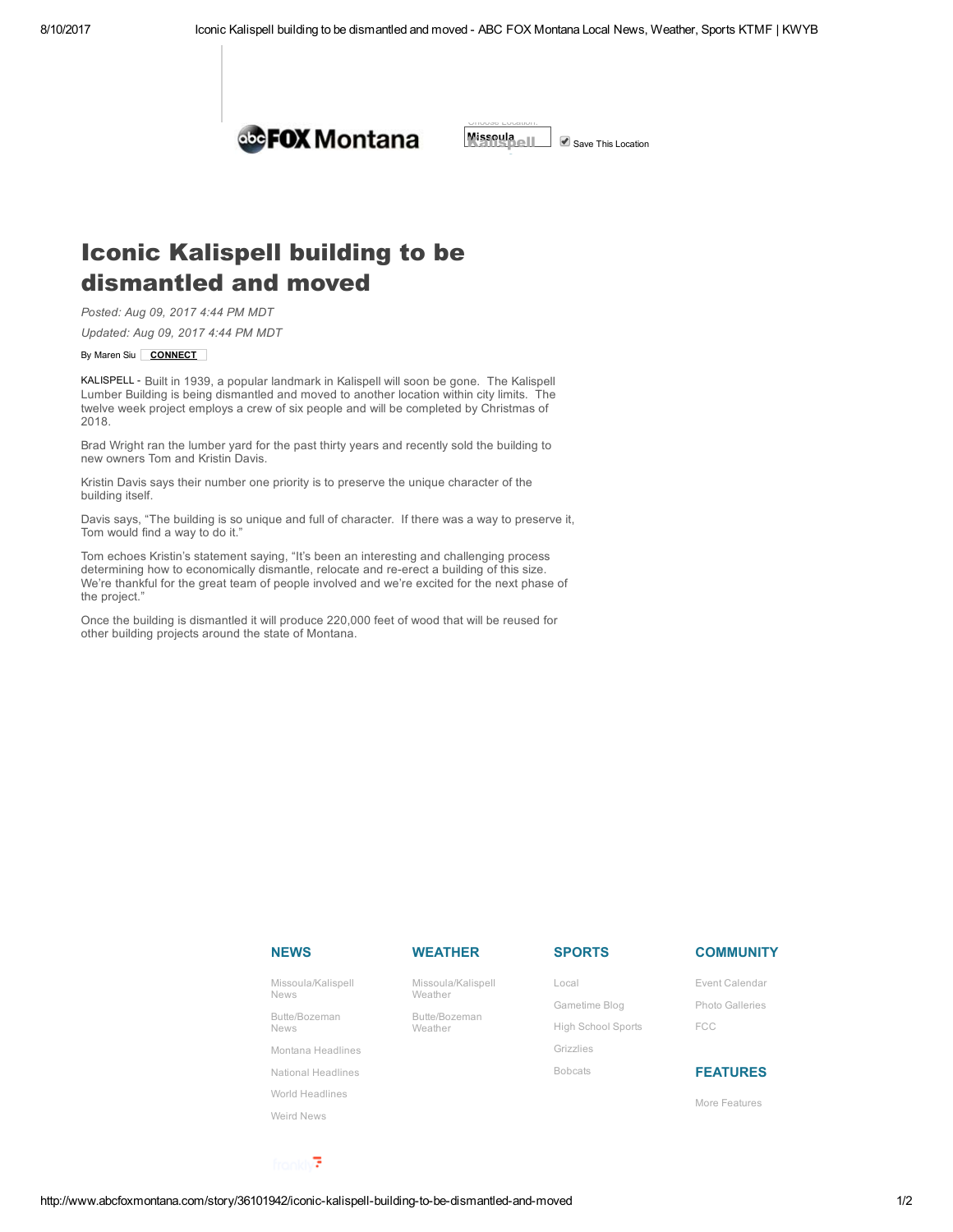# Iconic Kalispell building to be dismantled and moved

*Posted: Aug 09, 2017 4:44 PM MDT*

*Updated: Aug 09, 2017 4:44 PM MDT*

By Maren Siu **CONNECT**

KALISPELL - Built in 1939, a popular landmark in Kalispell will soon be gone. The Kalispell Lumber Building is being dismantled and moved to another location within city limits. The twelve week project employs a crew of six people and will be completed by Christmas of 2018.

Brad Wright ran the lumber yard for the past thirty years and recently sold the building to new owners Tom and Kristin Davis.

Kristin Davis says their number one priority is to preserve the unique character of the building itself.

Davis says, "The building is so unique and full of character. If there was a way to preserve it, Tom would find a way to do it."

Tom echoes Kristin's statement saying, "It's been an interesting and challenging process determining how to economically dismantle, relocate and re-erect a building of this size. We're thankful for the great team of people involved and we're excited for the next phase of the project."

Once the building is dismantled it will produce 220,000 feet of wood that will be reused for other building projects around the state of Montana.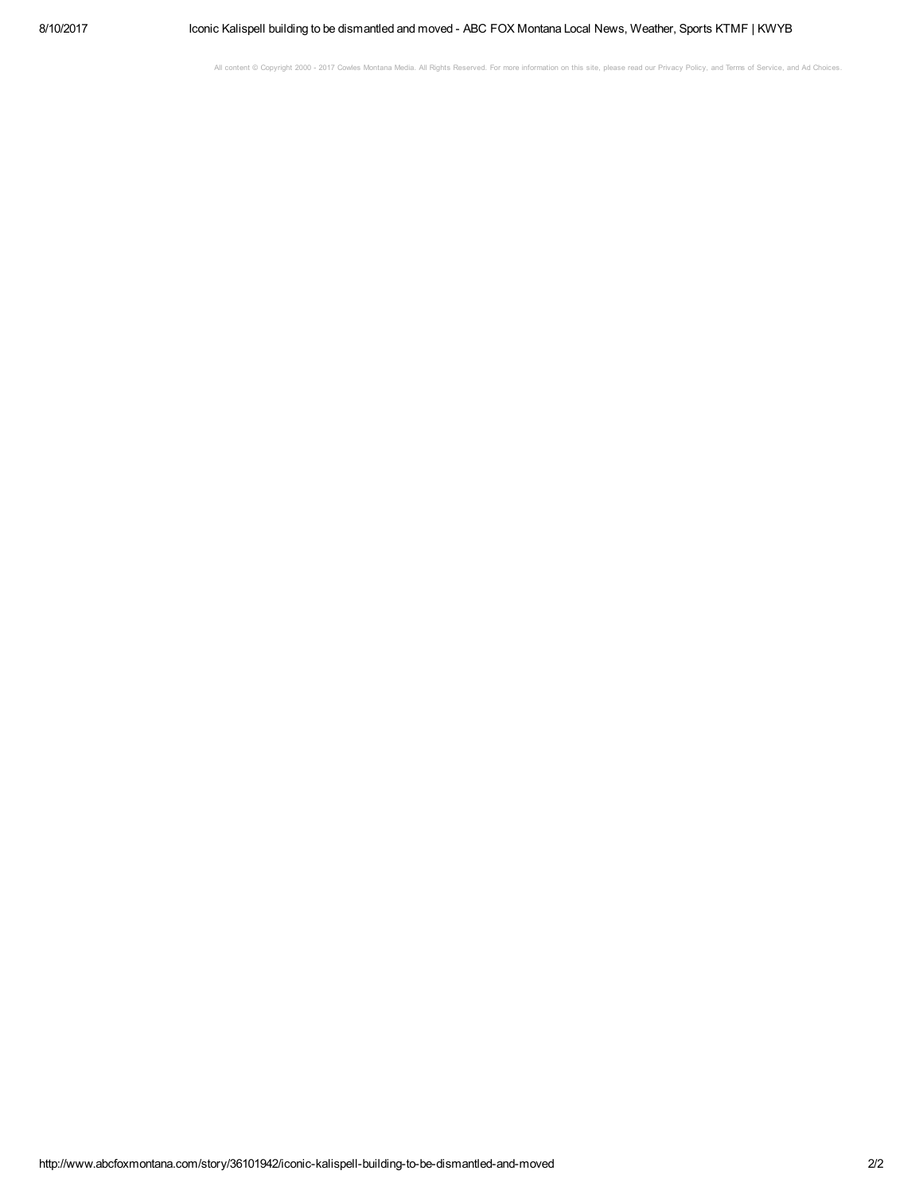All content © Copyright 2000 - 2017 Cowles Montana Media. All Rights Reserved. For more information on this site, please read our Privacy Policy, and Terms of Service, and Ad Choices.